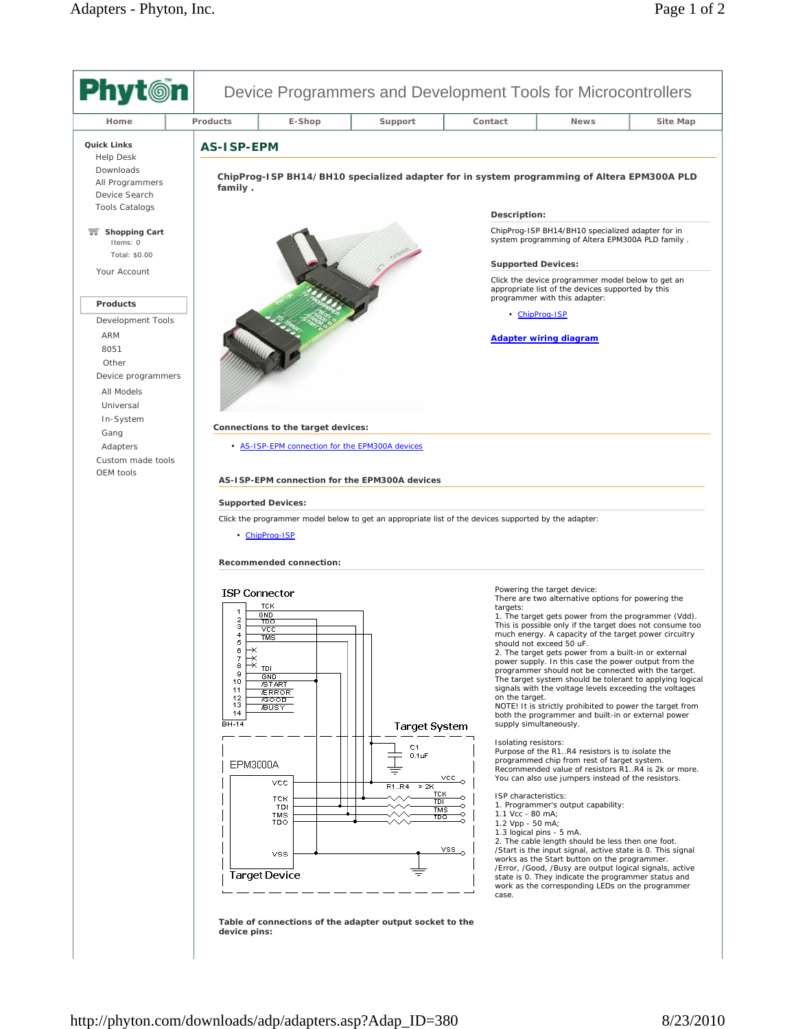Phyton

Device Programmers and Development Tools for Microcontrollers

Home | Products | E-Shop | Support | Contact | News | Site Map

**Quick Links**
- Help Desk
- Downloads
- All Programmers
- Device Search
- Tools Catalogs

**Shopping Cart**
Items: 0
Total: $0.00

Your Account

**Products**
- Development Tools
  - ARM
  - 8051
  - Other
- Device programmers
  - All Models
  - Universal
  - In-System
  - Gang
  - Adapters
- Custom made tools
- OEM tools

## AS-ISP-EPM

**ChipProg-ISP BH14/BH10 specialized adapter for in system programming of Altera EPM300A PLD family .**

**Description:**

ChipProg-ISP BH14/BH10 specialized adapter for in system programming of Altera EPM300A PLD family .

**Supported Devices:**

Click the device programmer model below to get an appropriate list of the devices supported by this programmer with this adapter:

- ChipProg-ISP

**Adapter wiring diagram**

**Connections to the target devices:**

- AS-ISP-EPM connection for the EPM300A devices

### AS-ISP-EPM connection for the EPM300A devices

**Supported Devices:**

Click the programmer model below to get an appropriate list of the devices supported by the adapter:

- ChipProg-ISP

**Recommended connection:**

ISP Connector

| Pin | Signal |
|---|---|
| 1 | TCK |
| 2 | GND |
| 3 | TDO |
| 4 | VCC |
| 5 | TMS |
| 6 | X |
| 7 | X |
| 8 | X |
| 9 | TDI |
| 10 | GND |
| 11 | /START |
| 12 | /ERROR |
| 13 | /GOOD |
| 14 | /BUSY |

BH-14

Target System: EPM3000A (Target Device) — VCC, TCK, TDI, TMS, TDO, VSS; C1 0.1uF; R1..R4 > 2K

Powering the target device:
There are two alternative options for powering the targets:
1. The target gets power from the programmer (Vdd). This is possible only if the target does not consume too much energy. A capacity of the target power circuitry should not exceed 50 uF.
2. The target gets power from a built-in or external power supply. In this case the power output from the programmer should not be connected with the target. The target system should be tolerant to applying logical signals with the voltage levels exceeding the voltages on the target.
NOTE! It is strictly prohibited to power the target from both the programmer and built-in or external power supply simultaneously.

Isolating resistors:
Purpose of the R1..R4 resistors is to isolate the programmed chip from rest of target system. Recommended value of resistors R1..R4 is 2k or more. You can also use jumpers instead of the resistors.

ISP characteristics:
1. Programmer's output capability:
1.1 Vcc - 80 mA;
1.2 Vpp - 50 mA;
1.3 logical pins - 5 mA.
2. The cable length should be less then one foot.
/Start is the input signal, active state is 0. This signal works as the Start button on the programmer.
/Error, /Good, /Busy are output logical signals, active state is 0. They indicate the programmer status and work as the corresponding LEDs on the programmer case.

**Table of connections of the adapter output socket to the device pins:**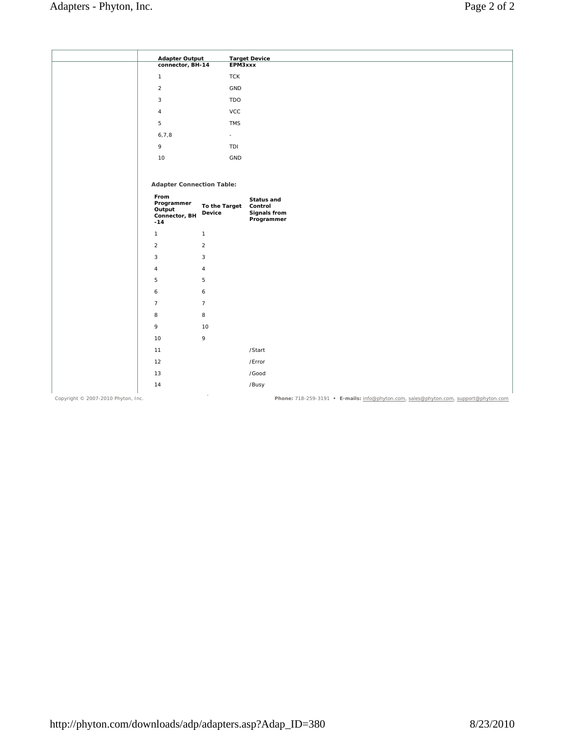| Adapter Output connector, BH-14 | Target Device EPM3xxx |
|---|---|
| 1 | TCK |
| 2 | GND |
| 3 | TDO |
| 4 | VCC |
| 5 | TMS |
| 6,7,8 | - |
| 9 | TDI |
| 10 | GND |

**Adapter Connection Table:**

| From Programmer Output Connector, BH-14 | To the Target Device | Status and Control Signals from Programmer |
|---|---|---|
| 1 | 1 | |
| 2 | 2 | |
| 3 | 3 | |
| 4 | 4 | |
| 5 | 5 | |
| 6 | 6 | |
| 7 | 7 | |
| 8 | 8 | |
| 9 | 10 | |
| 10 | 9 | |
| 11 | | /Start |
| 12 | | /Error |
| 13 | | /Good |
| 14 | | /Busy |

Copyright © 2007-2010 Phyton, Inc.

**Phone:** 718-259-3191 • **E-mails:** info@phyton.com, sales@phyton.com, support@phyton.com